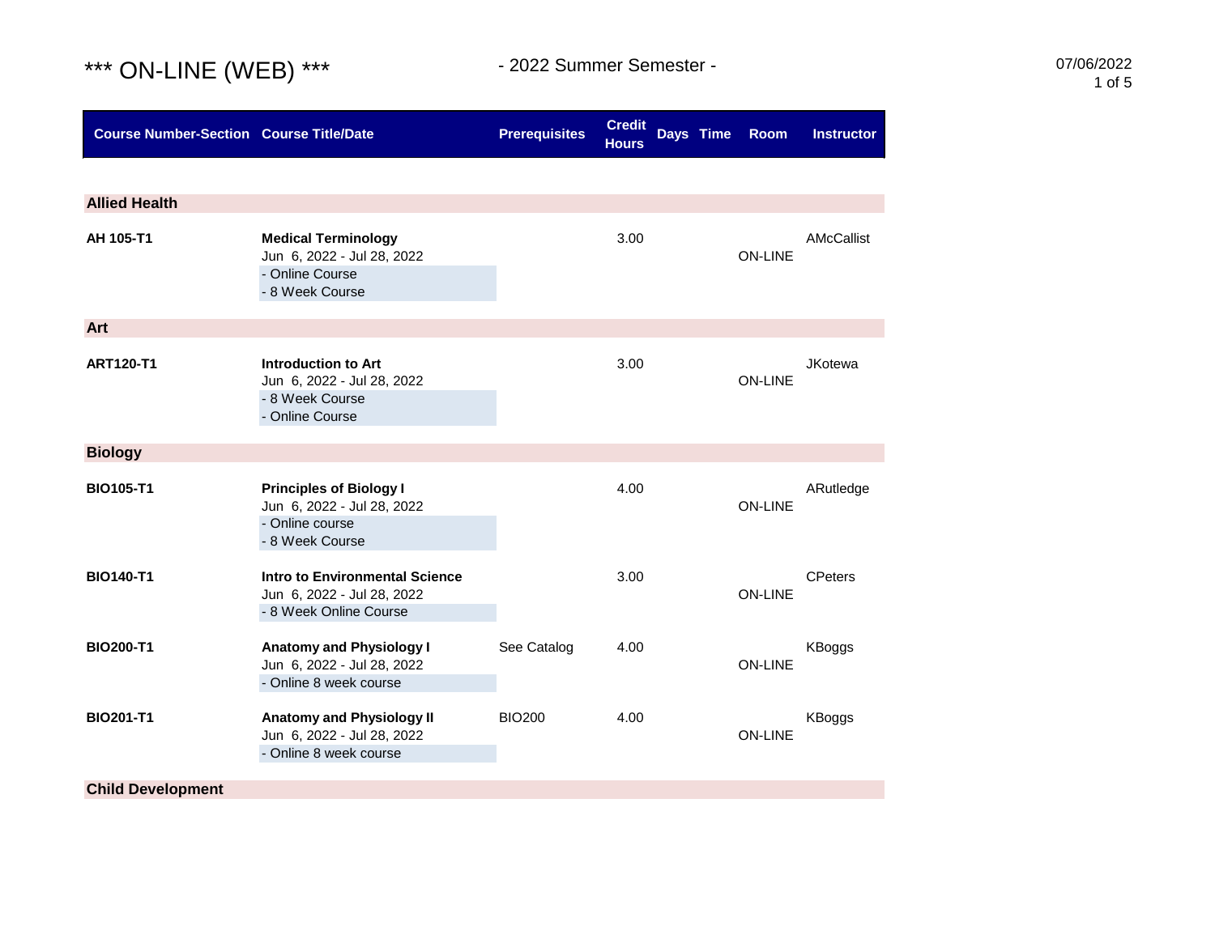# *** ON-LINE (WEB) ***

- 2022 Summer Semester -

07/06/2022

| Course Number-Section | Course Title/Date | Prerequisites | Credit Hours | Days | Time | Room | Instructor |
|---|---|---|---|---|---|---|---|
| **Allied Health** | | | | | | | |
| **AH 105-T1** | **Medical Terminology**<br>Jun 6, 2022 - Jul 28, 2022<br>- Online Course<br>- 8 Week Course | | 3.00 | | | ON-LINE | AMcCallist |
| **Art** | | | | | | | |
| **ART120-T1** | **Introduction to Art**<br>Jun 6, 2022 - Jul 28, 2022<br>- 8 Week Course<br>- Online Course | | 3.00 | | | ON-LINE | JKotewa |
| **Biology** | | | | | | | |
| **BIO105-T1** | **Principles of Biology I**<br>Jun 6, 2022 - Jul 28, 2022<br>- Online course<br>- 8 Week Course | | 4.00 | | | ON-LINE | ARutledge |
| **BIO140-T1** | **Intro to Environmental Science**<br>Jun 6, 2022 - Jul 28, 2022<br>- 8 Week Online Course | | 3.00 | | | ON-LINE | CPeters |
| **BIO200-T1** | **Anatomy and Physiology I**<br>Jun 6, 2022 - Jul 28, 2022<br>- Online 8 week course | See Catalog | 4.00 | | | ON-LINE | KBoggs |
| **BIO201-T1** | **Anatomy and Physiology II**<br>Jun 6, 2022 - Jul 28, 2022<br>- Online 8 week course | BIO200 | 4.00 | | | ON-LINE | KBoggs |
| **Child Development** | | | | | | | |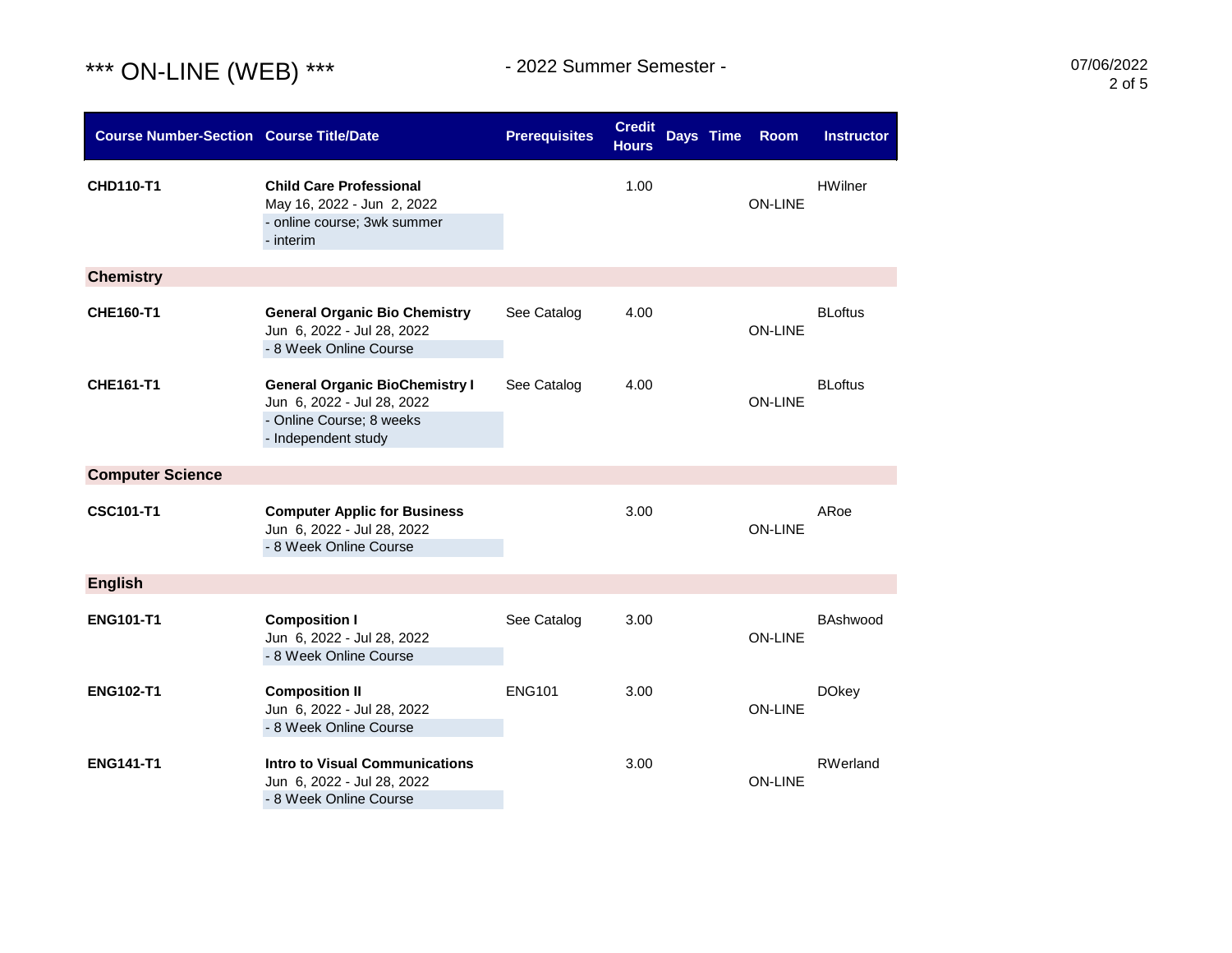# *** ON-LINE (WEB) ***

- 2022 Summer Semester -

07/06/2022

| Course Number-Section | Course Title/Date | Prerequisites | Credit Hours | Days | Time | Room | Instructor |
|---|---|---|---|---|---|---|---|
| **CHD110-T1** | **Child Care Professional**<br>May 16, 2022 - Jun 2, 2022<br>- online course; 3wk summer<br>- interim | | 1.00 | | | ON-LINE | HWilner |
| **Chemistry** | | | | | | | |
| **CHE160-T1** | **General Organic Bio Chemistry**<br>Jun 6, 2022 - Jul 28, 2022<br>- 8 Week Online Course | See Catalog | 4.00 | | | ON-LINE | BLoftus |
| **CHE161-T1** | **General Organic BioChemistry I**<br>Jun 6, 2022 - Jul 28, 2022<br>- Online Course; 8 weeks<br>- Independent study | See Catalog | 4.00 | | | ON-LINE | BLoftus |
| **Computer Science** | | | | | | | |
| **CSC101-T1** | **Computer Applic for Business**<br>Jun 6, 2022 - Jul 28, 2022<br>- 8 Week Online Course | | 3.00 | | | ON-LINE | ARoe |
| **English** | | | | | | | |
| **ENG101-T1** | **Composition I**<br>Jun 6, 2022 - Jul 28, 2022<br>- 8 Week Online Course | See Catalog | 3.00 | | | ON-LINE | BAshwood |
| **ENG102-T1** | **Composition II**<br>Jun 6, 2022 - Jul 28, 2022<br>- 8 Week Online Course | ENG101 | 3.00 | | | ON-LINE | DOkey |
| **ENG141-T1** | **Intro to Visual Communications**<br>Jun 6, 2022 - Jul 28, 2022<br>- 8 Week Online Course | | 3.00 | | | ON-LINE | RWerland |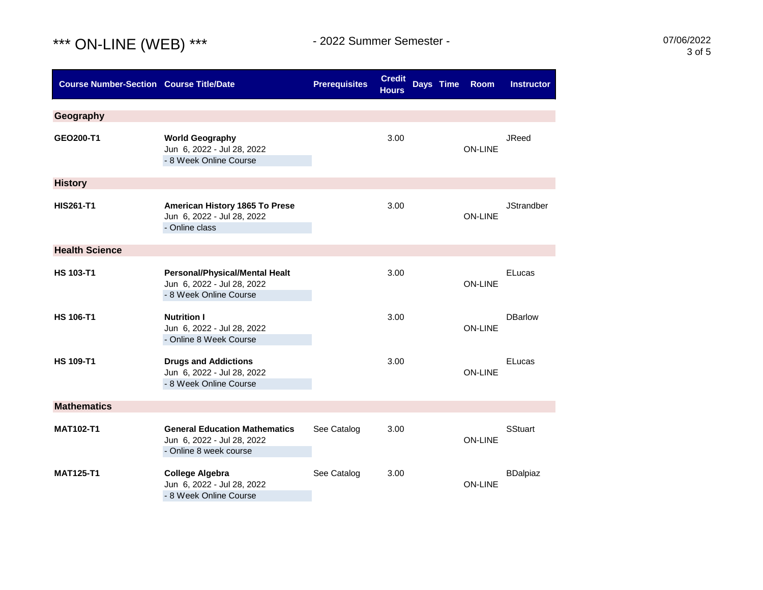# *** ON-LINE (WEB) ***

- 2022 Summer Semester -

| Course Number-Section | Course Title/Date | Prerequisites | Credit Hours | Days | Time | Room | Instructor |
|---|---|---|---|---|---|---|---|
| **Geography** | | | | | | | |
| **GEO200-T1** | **World Geography**<br>Jun 6, 2022 - Jul 28, 2022<br>- 8 Week Online Course | | 3.00 | | | ON-LINE | JReed |
| **History** | | | | | | | |
| **HIS261-T1** | **American History 1865 To Prese**<br>Jun 6, 2022 - Jul 28, 2022<br>- Online class | | 3.00 | | | ON-LINE | JStrandber |
| **Health Science** | | | | | | | |
| **HS 103-T1** | **Personal/Physical/Mental Healt**<br>Jun 6, 2022 - Jul 28, 2022<br>- 8 Week Online Course | | 3.00 | | | ON-LINE | ELucas |
| **HS 106-T1** | **Nutrition I**<br>Jun 6, 2022 - Jul 28, 2022<br>- Online 8 Week Course | | 3.00 | | | ON-LINE | DBarlow |
| **HS 109-T1** | **Drugs and Addictions**<br>Jun 6, 2022 - Jul 28, 2022<br>- 8 Week Online Course | | 3.00 | | | ON-LINE | ELucas |
| **Mathematics** | | | | | | | |
| **MAT102-T1** | **General Education Mathematics**<br>Jun 6, 2022 - Jul 28, 2022<br>- Online 8 week course | See Catalog | 3.00 | | | ON-LINE | SStuart |
| **MAT125-T1** | **College Algebra**<br>Jun 6, 2022 - Jul 28, 2022<br>- 8 Week Online Course | See Catalog | 3.00 | | | ON-LINE | BDalpiaz |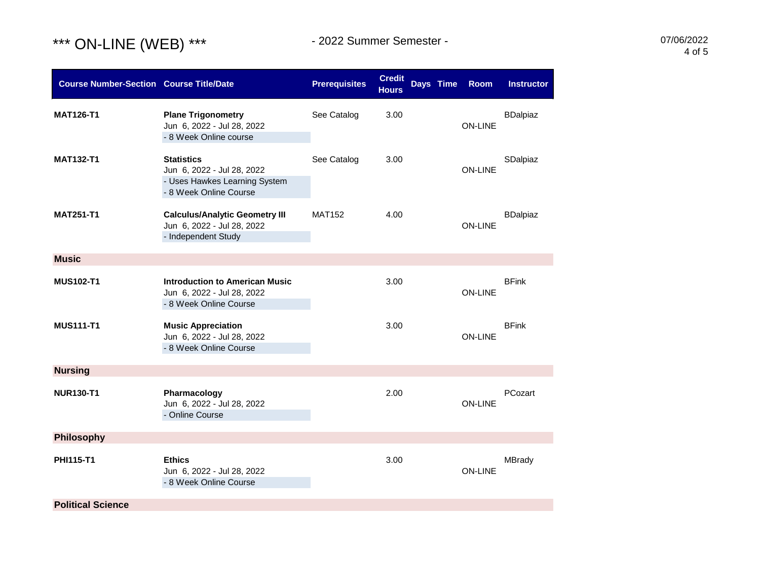# *** ON-LINE (WEB) ***

## - 2022 Summer Semester -

| Course Number-Section | Course Title/Date | Prerequisites | Credit Hours | Days | Time | Room | Instructor |
|---|---|---|---|---|---|---|---|
| **MAT126-T1** | **Plane Trigonometry**<br>Jun 6, 2022 - Jul 28, 2022<br>- 8 Week Online course | See Catalog | 3.00 | | | ON-LINE | BDalpiaz |
| **MAT132-T1** | **Statistics**<br>Jun 6, 2022 - Jul 28, 2022<br>- Uses Hawkes Learning System<br>- 8 Week Online Course | See Catalog | 3.00 | | | ON-LINE | SDalpiaz |
| **MAT251-T1** | **Calculus/Analytic Geometry III**<br>Jun 6, 2022 - Jul 28, 2022<br>- Independent Study | MAT152 | 4.00 | | | ON-LINE | BDalpiaz |
| **Music** | | | | | | | |
| **MUS102-T1** | **Introduction to American Music**<br>Jun 6, 2022 - Jul 28, 2022<br>- 8 Week Online Course | | 3.00 | | | ON-LINE | BFink |
| **MUS111-T1** | **Music Appreciation**<br>Jun 6, 2022 - Jul 28, 2022<br>- 8 Week Online Course | | 3.00 | | | ON-LINE | BFink |
| **Nursing** | | | | | | | |
| **NUR130-T1** | **Pharmacology**<br>Jun 6, 2022 - Jul 28, 2022<br>- Online Course | | 2.00 | | | ON-LINE | PCozart |
| **Philosophy** | | | | | | | |
| **PHI115-T1** | **Ethics**<br>Jun 6, 2022 - Jul 28, 2022<br>- 8 Week Online Course | | 3.00 | | | ON-LINE | MBrady |
| **Political Science** | | | | | | | |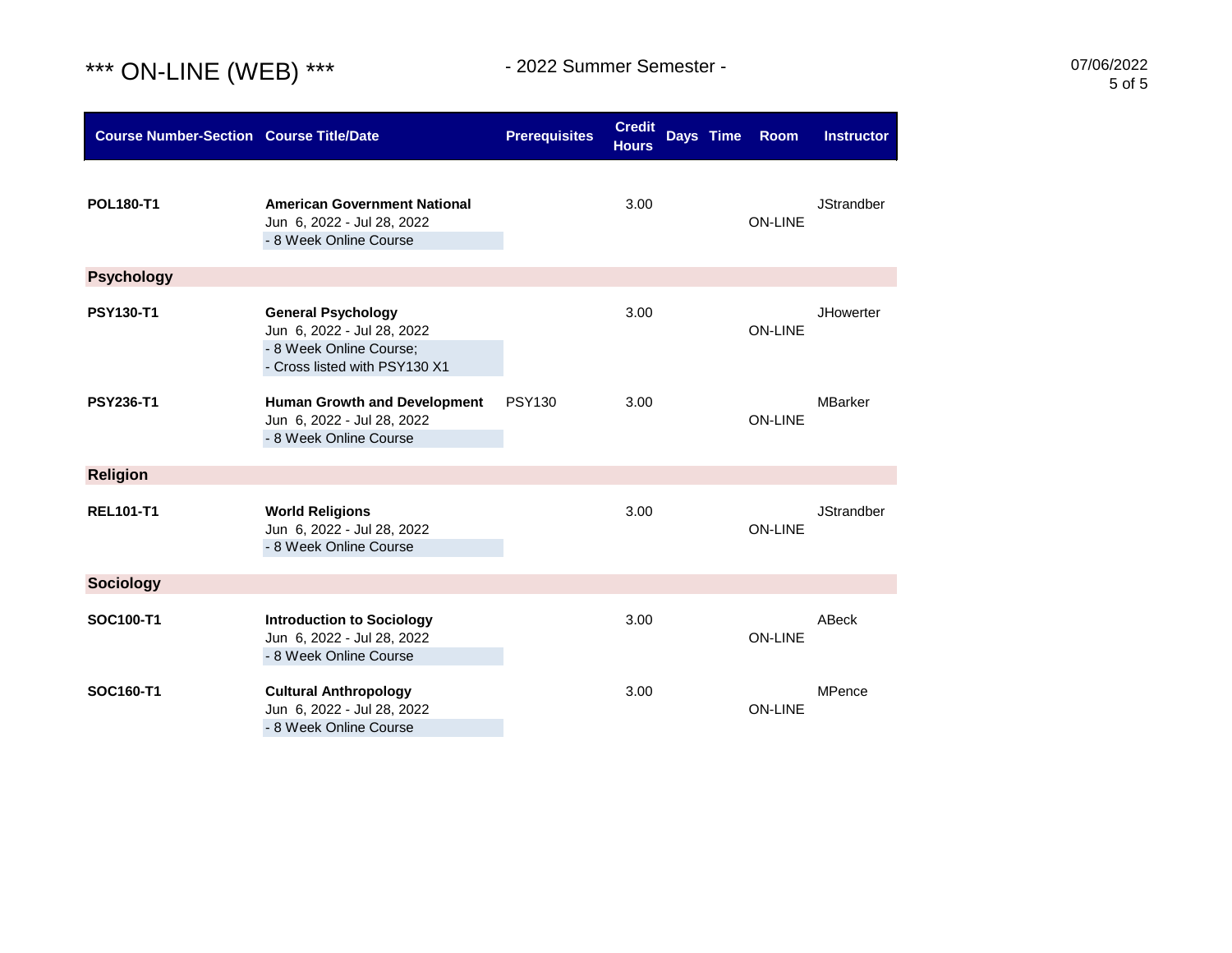# *** ON-LINE (WEB) ***

- 2022 Summer Semester -

07/06/2022

| Course Number-Section | Course Title/Date | Prerequisites | Credit Hours | Days | Time | Room | Instructor |
|---|---|---|---|---|---|---|---|
| **POL180-T1** | **American Government National**<br>Jun 6, 2022 - Jul 28, 2022<br>- 8 Week Online Course | | 3.00 | | | ON-LINE | JStrandber |
| **Psychology** | | | | | | | |
| **PSY130-T1** | **General Psychology**<br>Jun 6, 2022 - Jul 28, 2022<br>- 8 Week Online Course;<br>- Cross listed with PSY130 X1 | | 3.00 | | | ON-LINE | JHowerter |
| **PSY236-T1** | **Human Growth and Development**<br>Jun 6, 2022 - Jul 28, 2022<br>- 8 Week Online Course | PSY130 | 3.00 | | | ON-LINE | MBarker |
| **Religion** | | | | | | | |
| **REL101-T1** | **World Religions**<br>Jun 6, 2022 - Jul 28, 2022<br>- 8 Week Online Course | | 3.00 | | | ON-LINE | JStrandber |
| **Sociology** | | | | | | | |
| **SOC100-T1** | **Introduction to Sociology**<br>Jun 6, 2022 - Jul 28, 2022<br>- 8 Week Online Course | | 3.00 | | | ON-LINE | ABeck |
| **SOC160-T1** | **Cultural Anthropology**<br>Jun 6, 2022 - Jul 28, 2022<br>- 8 Week Online Course | | 3.00 | | | ON-LINE | MPence |